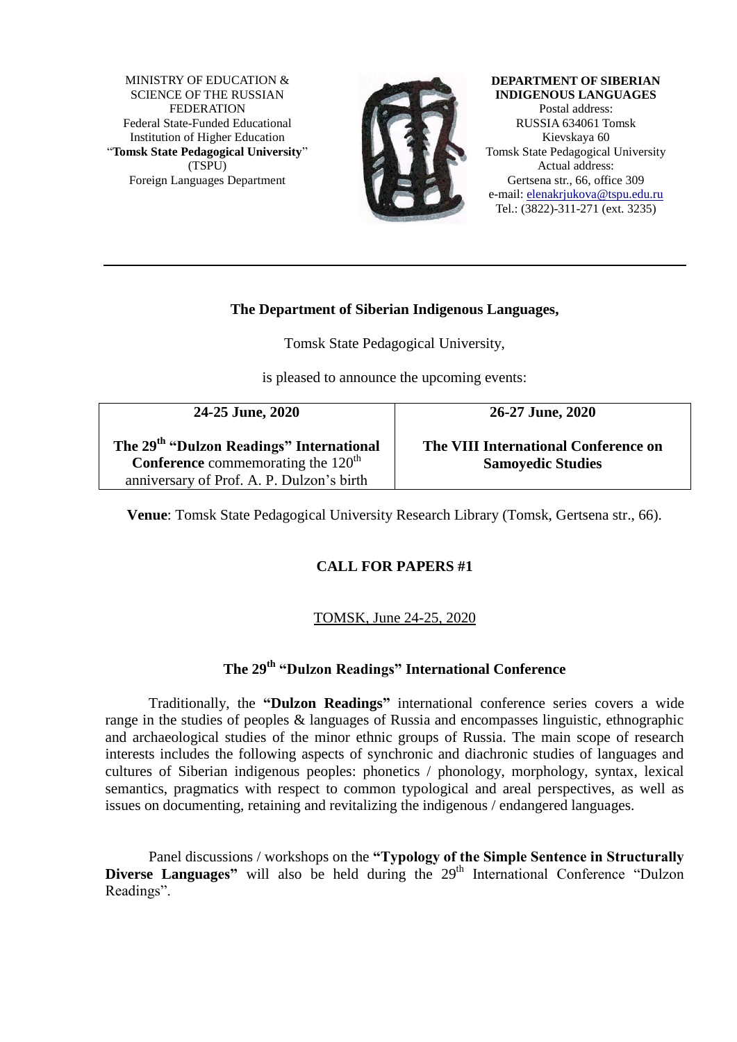MINISTRY OF EDUCATION & SCIENCE OF THE RUSSIAN FEDERATION
Federal State-Funded Educational Institution of Higher Education
"**Tomsk State Pedagogical University**"
(TSPU)
Foreign Languages Department

**DEPARTMENT OF SIBERIAN INDIGENOUS LANGUAGES**
Postal address:
RUSSIA 634061 Tomsk
Kievskaya 60
Tomsk State Pedagogical University
Actual address:
Gertsena str., 66, office 309
e-mail: elenakrjukova@tspu.edu.ru
Tel.: (3822)-311-271 (ext. 3235)

---

**The Department of Siberian Indigenous Languages,**

Tomsk State Pedagogical University,

is pleased to announce the upcoming events:

| **24-25 June, 2020** | **26-27 June, 2020** |
|---|---|
| **The 29th "Dulzon Readings" International Conference** commemorating the 120th anniversary of Prof. A. P. Dulzon's birth | **The VIII International Conference on Samoyedic Studies** |

**Venue**: Tomsk State Pedagogical University Research Library (Tomsk, Gertsena str., 66).

## CALL FOR PAPERS #1

TOMSK, June 24-25, 2020

## The 29th "Dulzon Readings" International Conference

Traditionally, the **"Dulzon Readings"** international conference series covers a wide range in the studies of peoples & languages of Russia and encompasses linguistic, ethnographic and archaeological studies of the minor ethnic groups of Russia. The main scope of research interests includes the following aspects of synchronic and diachronic studies of languages and cultures of Siberian indigenous peoples: phonetics / phonology, morphology, syntax, lexical semantics, pragmatics with respect to common typological and areal perspectives, as well as issues on documenting, retaining and revitalizing the indigenous / endangered languages.

Panel discussions / workshops on the **"Typology of the Simple Sentence in Structurally Diverse Languages"** will also be held during the 29th International Conference "Dulzon Readings".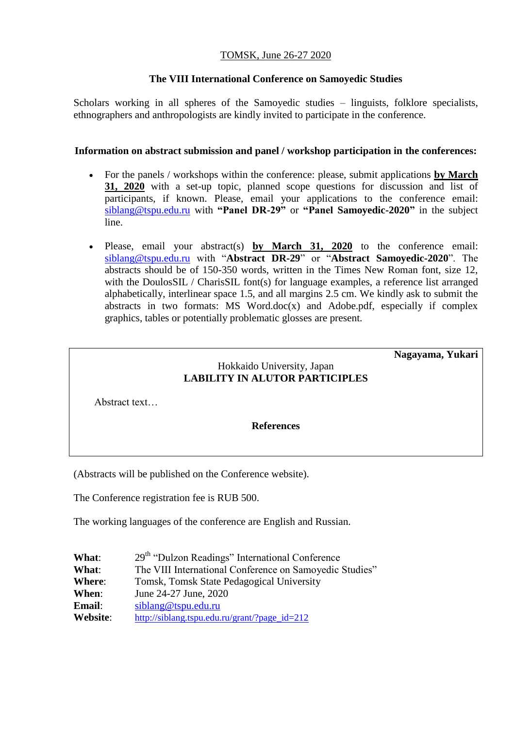TOMSK, June 26-27 2020

## The VIII International Conference on Samoyedic Studies

Scholars working in all spheres of the Samoyedic studies – linguists, folklore specialists, ethnographers and anthropologists are kindly invited to participate in the conference.

### Information on abstract submission and panel / workshop participation in the conferences:

- For the panels / workshops within the conference: please, submit applications **by March 31, 2020** with a set-up topic, planned scope questions for discussion and list of participants, if known. Please, email your applications to the conference email: siblang@tspu.edu.ru with **"Panel DR-29"** or **"Panel Samoyedic-2020"** in the subject line.

- Please, email your abstract(s) **by March 31, 2020** to the conference email: siblang@tspu.edu.ru with "**Abstract DR-29**" or "**Abstract Samoyedic-2020**". The abstracts should be of 150-350 words, written in the Times New Roman font, size 12, with the DoulosSIL / CharisSIL font(s) for language examples, a reference list arranged alphabetically, interlinear space 1.5, and all margins 2.5 cm. We kindly ask to submit the abstracts in two formats: MS Word.doc(x) and Adobe.pdf, especially if complex graphics, tables or potentially problematic glosses are present.

> **Nagayama, Yukari**
>
> Hokkaido University, Japan
>
> **LABILITY IN ALUTOR PARTICIPLES**
>
> Abstract text…
>
> **References**

(Abstracts will be published on the Conference website).

The Conference registration fee is RUB 500.

The working languages of the conference are English and Russian.

**What**: 29th "Dulzon Readings" International Conference
**What**: The VIII International Conference on Samoyedic Studies"
**Where**: Tomsk, Tomsk State Pedagogical University
**When**: June 24-27 June, 2020
**Email**: siblang@tspu.edu.ru
**Website**: http://siblang.tspu.edu.ru/grant/?page_id=212